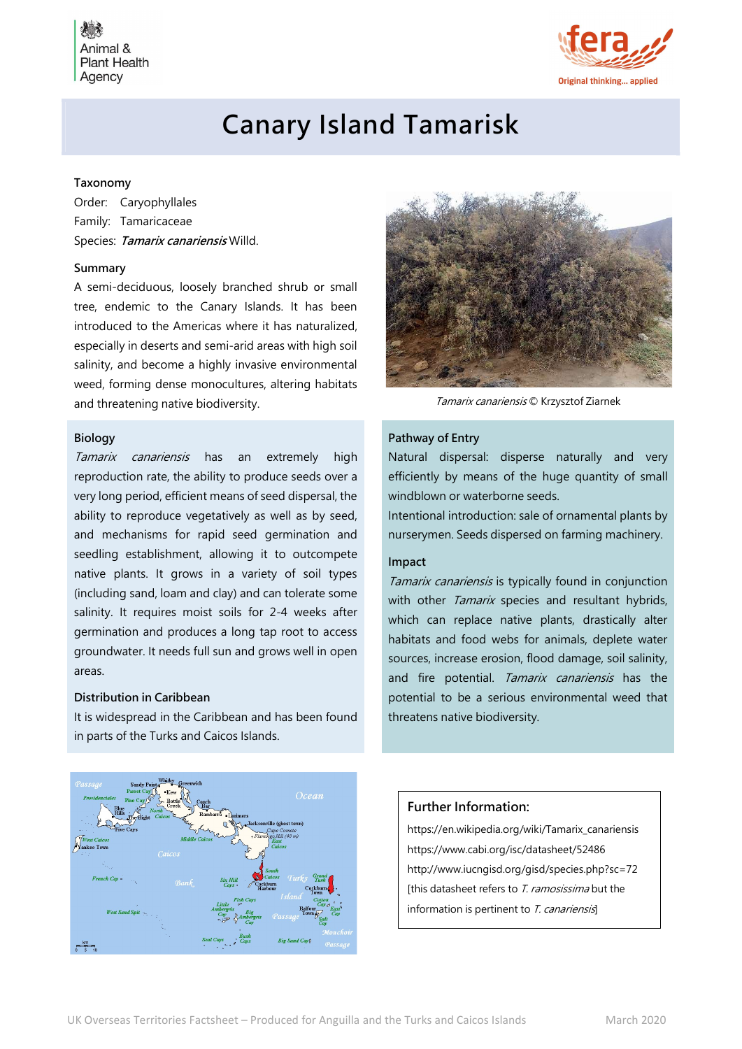# Canary Island Tamarisk

**Taxonomy**

Order: Caryophyllales

Family: Tamaricaceae

Species: ***Tamarix canariensis*** Willd.

**Summary**

A semi-deciduous, loosely branched shrub or small tree, endemic to the Canary Islands. It has been introduced to the Americas where it has naturalized, especially in deserts and semi-arid areas with high soil salinity, and become a highly invasive environmental weed, forming dense monocultures, altering habitats and threatening native biodiversity.

*Tamarix canariensis* © Krzysztof Ziarnek

**Biology**

*Tamarix canariensis* has an extremely high reproduction rate, the ability to produce seeds over a very long period, efficient means of seed dispersal, the ability to reproduce vegetatively as well as by seed, and mechanisms for rapid seed germination and seedling establishment, allowing it to outcompete native plants. It grows in a variety of soil types (including sand, loam and clay) and can tolerate some salinity. It requires moist soils for 2-4 weeks after germination and produces a long tap root to access groundwater. It needs full sun and grows well in open areas.

**Distribution in Caribbean**

It is widespread in the Caribbean and has been found in parts of the Turks and Caicos Islands.

**Pathway of Entry**

Natural dispersal: disperse naturally and very efficiently by means of the huge quantity of small windblown or waterborne seeds.

Intentional introduction: sale of ornamental plants by nurserymen. Seeds dispersed on farming machinery.

**Impact**

*Tamarix canariensis* is typically found in conjunction with other *Tamarix* species and resultant hybrids, which can replace native plants, drastically alter habitats and food webs for animals, deplete water sources, increase erosion, flood damage, soil salinity, and fire potential. *Tamarix canariensis* has the potential to be a serious environmental weed that threatens native biodiversity.

**Further Information:**

https://en.wikipedia.org/wiki/Tamarix_canariensis

https://www.cabi.org/isc/datasheet/52486

http://www.iucngisd.org/gisd/species.php?sc=72

[this datasheet refers to *T. ramosissima* but the information is pertinent to *T. canariensis*]

UK Overseas Territories Factsheet – Produced for Anguilla and the Turks and Caicos Islands — March 2020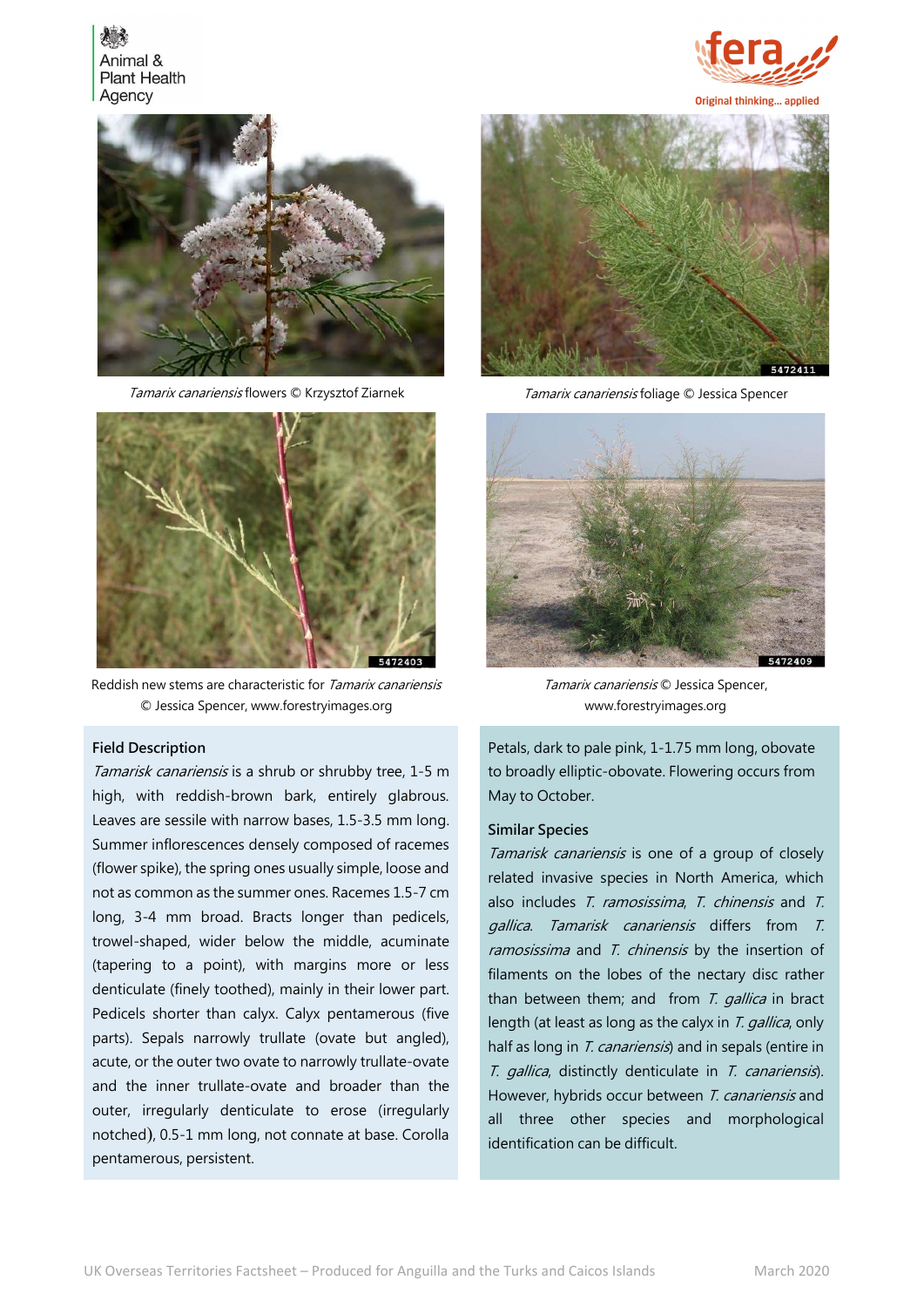*Tamarix canariensis* flowers © Krzysztof Ziarnek

*Tamarix canariensis* foliage © Jessica Spencer

Reddish new stems are characteristic for *Tamarix canariensis* © Jessica Spencer, www.forestryimages.org

*Tamarix canariensis* © Jessica Spencer, www.forestryimages.org

## Field Description

*Tamarisk canariensis* is a shrub or shrubby tree, 1-5 m high, with reddish-brown bark, entirely glabrous. Leaves are sessile with narrow bases, 1.5-3.5 mm long. Summer inflorescences densely composed of racemes (flower spike), the spring ones usually simple, loose and not as common as the summer ones. Racemes 1.5-7 cm long, 3-4 mm broad. Bracts longer than pedicels, trowel-shaped, wider below the middle, acuminate (tapering to a point), with margins more or less denticulate (finely toothed), mainly in their lower part. Pedicels shorter than calyx. Calyx pentamerous (five parts). Sepals narrowly trullate (ovate but angled), acute, or the outer two ovate to narrowly trullate-ovate and the inner trullate-ovate and broader than the outer, irregularly denticulate to erose (irregularly notched), 0.5-1 mm long, not connate at base. Corolla pentamerous, persistent.

Petals, dark to pale pink, 1-1.75 mm long, obovate to broadly elliptic-obovate. Flowering occurs from May to October.

## Similar Species

*Tamarisk canariensis* is one of a group of closely related invasive species in North America, which also includes *T. ramosissima*, *T. chinensis* and *T. gallica*. *Tamarisk canariensis* differs from *T. ramosissima* and *T. chinensis* by the insertion of filaments on the lobes of the nectary disc rather than between them; and from *T. gallica* in bract length (at least as long as the calyx in *T. gallica*, only half as long in *T. canariensis*) and in sepals (entire in *T. gallica*, distinctly denticulate in *T. canariensis*). However, hybrids occur between *T. canariensis* and all three other species and morphological identification can be difficult.